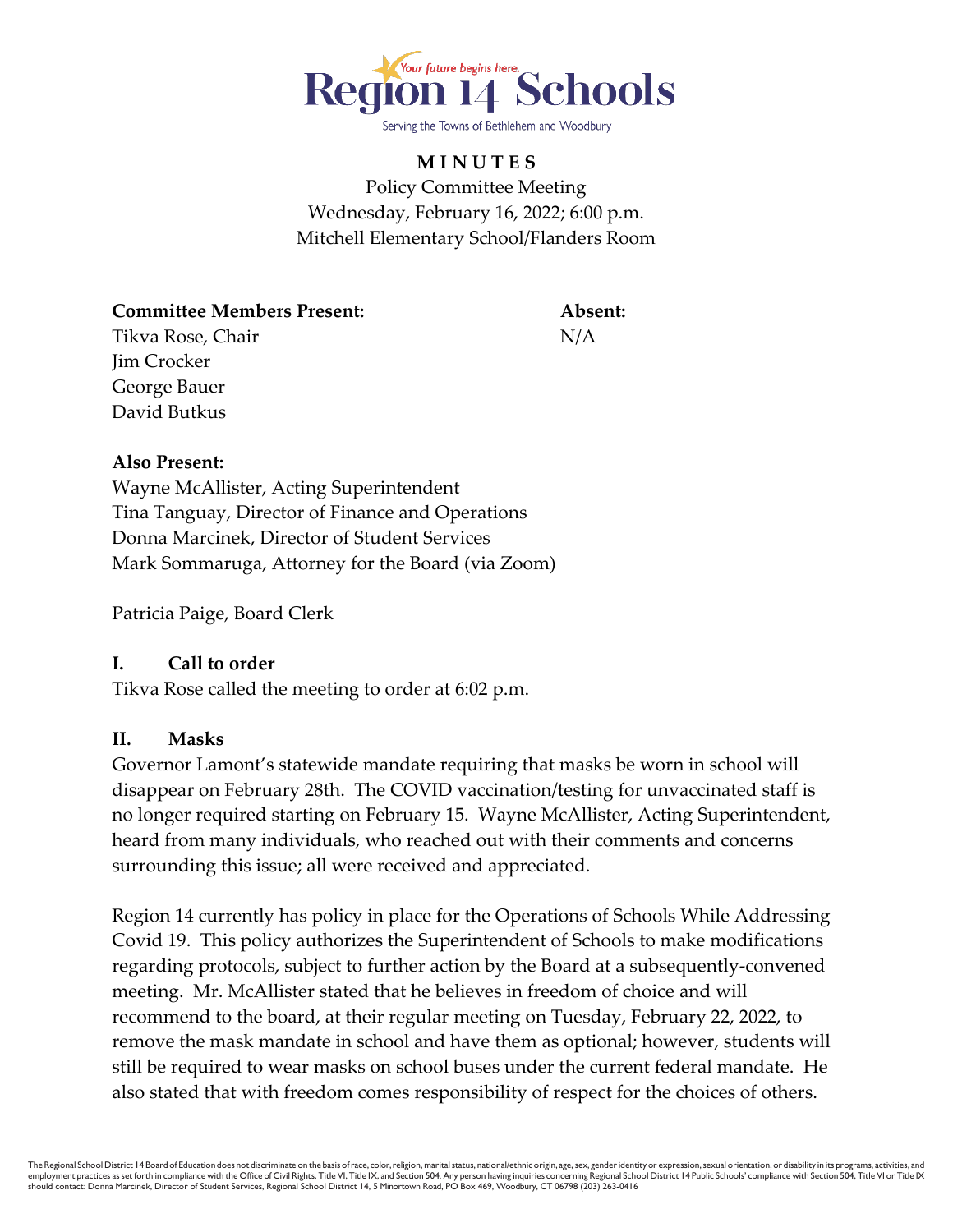Region 14 Schools

Your future begins here.

Serving the Towns of Bethlehem and Woodbury

# MINUTES

Policy Committee Meeting
Wednesday, February 16, 2022; 6:00 p.m.
Mitchell Elementary School/Flanders Room

| **Committee Members Present:** | **Absent:** |
| --- | --- |
| Tikva Rose, Chair | N/A |
| Jim Crocker | |
| George Bauer | |
| David Butkus | |

**Also Present:**
Wayne McAllister, Acting Superintendent
Tina Tanguay, Director of Finance and Operations
Donna Marcinek, Director of Student Services
Mark Sommaruga, Attorney for the Board (via Zoom)

Patricia Paige, Board Clerk

## I. Call to order

Tikva Rose called the meeting to order at 6:02 p.m.

## II. Masks

Governor Lamont's statewide mandate requiring that masks be worn in school will disappear on February 28th. The COVID vaccination/testing for unvaccinated staff is no longer required starting on February 15. Wayne McAllister, Acting Superintendent, heard from many individuals, who reached out with their comments and concerns surrounding this issue; all were received and appreciated.

Region 14 currently has policy in place for the Operations of Schools While Addressing Covid 19. This policy authorizes the Superintendent of Schools to make modifications regarding protocols, subject to further action by the Board at a subsequently-convened meeting. Mr. McAllister stated that he believes in freedom of choice and will recommend to the board, at their regular meeting on Tuesday, February 22, 2022, to remove the mask mandate in school and have them as optional; however, students will still be required to wear masks on school buses under the current federal mandate. He also stated that with freedom comes responsibility of respect for the choices of others.

The Regional School District 14 Board of Education does not discriminate on the basis of race, color, religion, marital status, national/ethnic origin, age, sex, gender identity or expression, sexual orientation, or disability in its programs, activities, and employment practices as set forth in compliance with the Office of Civil Rights, Title VI, Title IX, and Section 504. Any person having inquiries concerning Regional School District 14 Public Schools' compliance with Section 504, Title VI or Title IX should contact: Donna Marcinek, Director of Student Services, Regional School District 14, 5 Minortown Road, PO Box 469, Woodbury, CT 06798 (203) 263-0416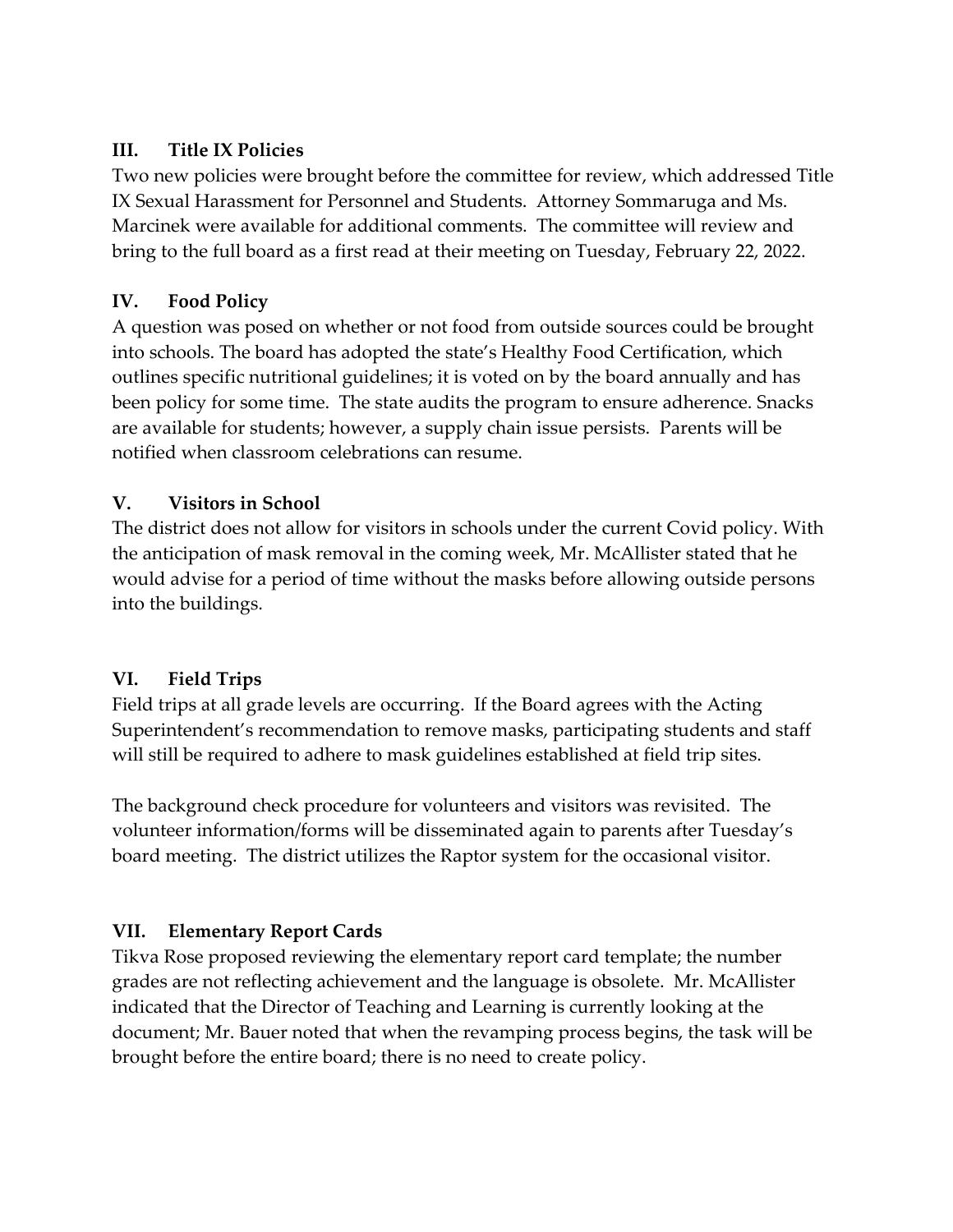## III. Title IX Policies

Two new policies were brought before the committee for review, which addressed Title IX Sexual Harassment for Personnel and Students. Attorney Sommaruga and Ms. Marcinek were available for additional comments. The committee will review and bring to the full board as a first read at their meeting on Tuesday, February 22, 2022.

## IV. Food Policy

A question was posed on whether or not food from outside sources could be brought into schools. The board has adopted the state's Healthy Food Certification, which outlines specific nutritional guidelines; it is voted on by the board annually and has been policy for some time. The state audits the program to ensure adherence. Snacks are available for students; however, a supply chain issue persists. Parents will be notified when classroom celebrations can resume.

## V. Visitors in School

The district does not allow for visitors in schools under the current Covid policy. With the anticipation of mask removal in the coming week, Mr. McAllister stated that he would advise for a period of time without the masks before allowing outside persons into the buildings.

## VI. Field Trips

Field trips at all grade levels are occurring. If the Board agrees with the Acting Superintendent's recommendation to remove masks, participating students and staff will still be required to adhere to mask guidelines established at field trip sites.

The background check procedure for volunteers and visitors was revisited. The volunteer information/forms will be disseminated again to parents after Tuesday's board meeting. The district utilizes the Raptor system for the occasional visitor.

## VII. Elementary Report Cards

Tikva Rose proposed reviewing the elementary report card template; the number grades are not reflecting achievement and the language is obsolete. Mr. McAllister indicated that the Director of Teaching and Learning is currently looking at the document; Mr. Bauer noted that when the revamping process begins, the task will be brought before the entire board; there is no need to create policy.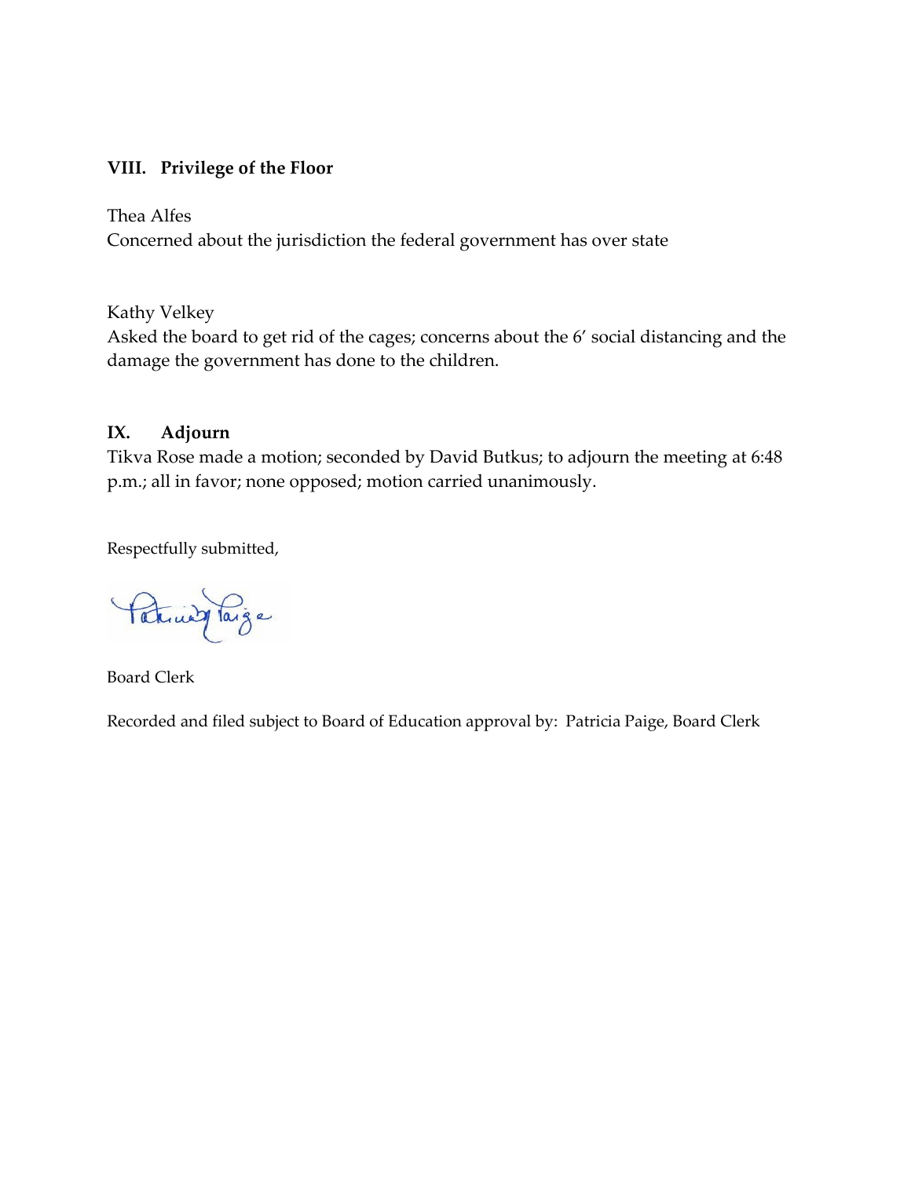## VIII. Privilege of the Floor

Thea Alfes
Concerned about the jurisdiction the federal government has over state

Kathy Velkey
Asked the board to get rid of the cages; concerns about the 6′ social distancing and the damage the government has done to the children.

## IX. Adjourn

Tikva Rose made a motion; seconded by David Butkus; to adjourn the meeting at 6:48 p.m.; all in favor; none opposed; motion carried unanimously.

Respectfully submitted,

Patricia Paige

Board Clerk

Recorded and filed subject to Board of Education approval by: Patricia Paige, Board Clerk